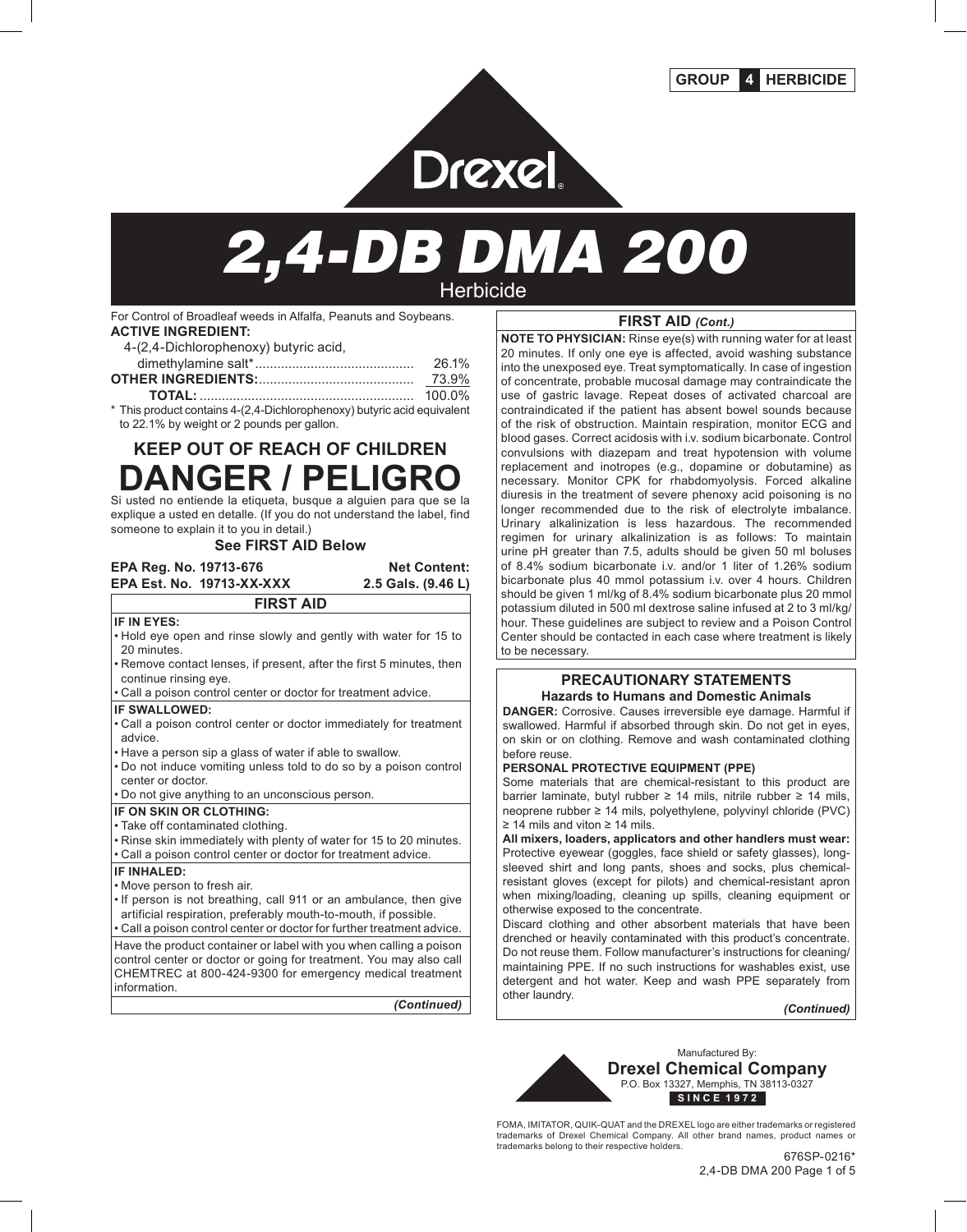GROUP 4 HERBICIDE

Drexel

# 2,4-DB DMA 200

Herbicide

For Control of Broadleaf weeds in Alfalfa, Peanuts and Soybeans.

**ACTIVE INGREDIENT:**

| | |
|---|---|
| 4-(2,4-Dichlorophenoxy) butyric acid, dimethylamine salt* | 26.1% |
| **OTHER INGREDIENTS:** | 73.9% |
| **TOTAL:** | 100.0% |

\* This product contains 4-(2,4-Dichlorophenoxy) butyric acid equivalent to 22.1% by weight or 2 pounds per gallon.

## KEEP OUT OF REACH OF CHILDREN

# DANGER / PELIGRO

Si usted no entiende la etiqueta, busque a alguien para que se la explique a usted en detalle. (If you do not understand the label, find someone to explain it to you in detail.)

**See FIRST AID Below**

**EPA Reg. No. 19713-676**
**EPA Est. No. 19713-XX-XXX**

**Net Content:** **2.5 Gals. (9.46 L)**

### FIRST AID

**IF IN EYES:**
- Hold eye open and rinse slowly and gently with water for 15 to 20 minutes.
- Remove contact lenses, if present, after the first 5 minutes, then continue rinsing eye.
- Call a poison control center or doctor for treatment advice.

**IF SWALLOWED:**
- Call a poison control center or doctor immediately for treatment advice.
- Have a person sip a glass of water if able to swallow.
- Do not induce vomiting unless told to do so by a poison control center or doctor.
- Do not give anything to an unconscious person.

**IF ON SKIN OR CLOTHING:**
- Take off contaminated clothing.
- Rinse skin immediately with plenty of water for 15 to 20 minutes.
- Call a poison control center or doctor for treatment advice.

**IF INHALED:**
- Move person to fresh air.
- If person is not breathing, call 911 or an ambulance, then give artificial respiration, preferably mouth-to-mouth, if possible.
- Call a poison control center or doctor for further treatment advice.

Have the product container or label with you when calling a poison control center or doctor or going for treatment. You may also call CHEMTREC at 800-424-9300 for emergency medical treatment information.

*(Continued)*

### FIRST AID *(Cont.)*

**NOTE TO PHYSICIAN:** Rinse eye(s) with running water for at least 20 minutes. If only one eye is affected, avoid washing substance into the unexposed eye. Treat symptomatically. In case of ingestion of concentrate, probable mucosal damage may contraindicate the use of gastric lavage. Repeat doses of activated charcoal are contraindicated if the patient has absent bowel sounds because of the risk of obstruction. Maintain respiration, monitor ECG and blood gases. Correct acidosis with i.v. sodium bicarbonate. Control convulsions with diazepam and treat hypotension with volume replacement and inotropes (e.g., dopamine or dobutamine) as necessary. Monitor CPK for rhabdomyolysis. Forced alkaline diuresis in the treatment of severe phenoxy acid poisoning is no longer recommended due to the risk of electrolyte imbalance. Urinary alkalinization is less hazardous. The recommended regimen for urinary alkalinization is as follows: To maintain urine pH greater than 7.5, adults should be given 50 ml boluses of 8.4% sodium bicarbonate i.v. and/or 1 liter of 1.26% sodium bicarbonate plus 40 mmol potassium i.v. over 4 hours. Children should be given 1 ml/kg of 8.4% sodium bicarbonate plus 20 mmol potassium diluted in 500 ml dextrose saline infused at 2 to 3 ml/kg/hour. These guidelines are subject to review and a Poison Control Center should be contacted in each case where treatment is likely to be necessary.

### PRECAUTIONARY STATEMENTS

#### Hazards to Humans and Domestic Animals

**DANGER:** Corrosive. Causes irreversible eye damage. Harmful if swallowed. Harmful if absorbed through skin. Do not get in eyes, on skin or on clothing. Remove and wash contaminated clothing before reuse.

**PERSONAL PROTECTIVE EQUIPMENT (PPE)**

Some materials that are chemical-resistant to this product are barrier laminate, butyl rubber ≥ 14 mils, nitrile rubber ≥ 14 mils, neoprene rubber ≥ 14 mils, polyethylene, polyvinyl chloride (PVC) ≥ 14 mils and viton ≥ 14 mils.

**All mixers, loaders, applicators and other handlers must wear:** Protective eyewear (goggles, face shield or safety glasses), long-sleeved shirt and long pants, shoes and socks, plus chemical-resistant gloves (except for pilots) and chemical-resistant apron when mixing/loading, cleaning up spills, cleaning equipment or otherwise exposed to the concentrate.

Discard clothing and other absorbent materials that have been drenched or heavily contaminated with this product's concentrate. Do not reuse them. Follow manufacturer's instructions for cleaning/maintaining PPE. If no such instructions for washables exist, use detergent and hot water. Keep and wash PPE separately from other laundry.

*(Continued)*

Manufactured By:
**Drexel Chemical Company**
P.O. Box 13327, Memphis, TN 38113-0327
**SINCE 1972**

FOMA, IMITATOR, QUIK-QUAT and the DREXEL logo are either trademarks or registered trademarks of Drexel Chemical Company. All other brand names, product names or trademarks belong to their respective holders.

676SP-0216*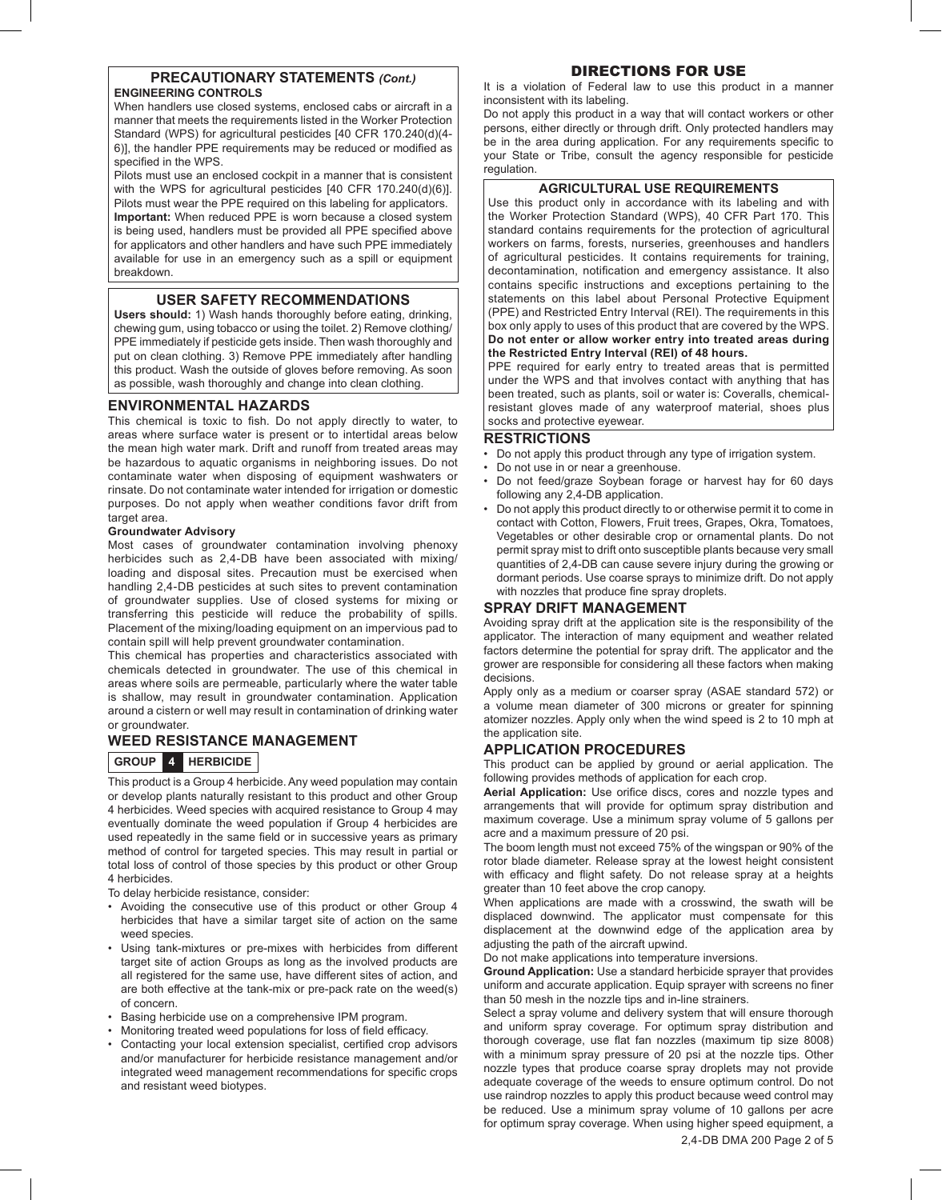## PRECAUTIONARY STATEMENTS *(Cont.)*

**ENGINEERING CONTROLS**

When handlers use closed systems, enclosed cabs or aircraft in a manner that meets the requirements listed in the Worker Protection Standard (WPS) for agricultural pesticides [40 CFR 170.240(d)(4-6)], the handler PPE requirements may be reduced or modified as specified in the WPS.

Pilots must use an enclosed cockpit in a manner that is consistent with the WPS for agricultural pesticides [40 CFR 170.240(d)(6)]. Pilots must wear the PPE required on this labeling for applicators.

**Important:** When reduced PPE is worn because a closed system is being used, handlers must be provided all PPE specified above for applicators and other handlers and have such PPE immediately available for use in an emergency such as a spill or equipment breakdown.

## USER SAFETY RECOMMENDATIONS

**Users should:** 1) Wash hands thoroughly before eating, drinking, chewing gum, using tobacco or using the toilet. 2) Remove clothing/PPE immediately if pesticide gets inside. Then wash thoroughly and put on clean clothing. 3) Remove PPE immediately after handling this product. Wash the outside of gloves before removing. As soon as possible, wash thoroughly and change into clean clothing.

## ENVIRONMENTAL HAZARDS

This chemical is toxic to fish. Do not apply directly to water, to areas where surface water is present or to intertidal areas below the mean high water mark. Drift and runoff from treated areas may be hazardous to aquatic organisms in neighboring issues. Do not contaminate water when disposing of equipment washwaters or rinsate. Do not contaminate water intended for irrigation or domestic purposes. Do not apply when weather conditions favor drift from target area.

**Groundwater Advisory**

Most cases of groundwater contamination involving phenoxy herbicides such as 2,4-DB have been associated with mixing/loading and disposal sites. Precaution must be exercised when handling 2,4-DB pesticides at such sites to prevent contamination of groundwater supplies. Use of closed systems for mixing or transferring this pesticide will reduce the probability of spills. Placement of the mixing/loading equipment on an impervious pad to contain spill will help prevent groundwater contamination.

This chemical has properties and characteristics associated with chemicals detected in groundwater. The use of this chemical in areas where soils are permeable, particularly where the water table is shallow, may result in groundwater contamination. Application around a cistern or well may result in contamination of drinking water or groundwater.

## WEED RESISTANCE MANAGEMENT

**GROUP 4 HERBICIDE**

This product is a Group 4 herbicide. Any weed population may contain or develop plants naturally resistant to this product and other Group 4 herbicides. Weed species with acquired resistance to Group 4 may eventually dominate the weed population if Group 4 herbicides are used repeatedly in the same field or in successive years as primary method of control for targeted species. This may result in partial or total loss of control of those species by this product or other Group 4 herbicides.

To delay herbicide resistance, consider:

- Avoiding the consecutive use of this product or other Group 4 herbicides that have a similar target site of action on the same weed species.
- Using tank-mixtures or pre-mixes with herbicides from different target site of action Groups as long as the involved products are all registered for the same use, have different sites of action, and are both effective at the tank-mix or pre-pack rate on the weed(s) of concern.
- Basing herbicide use on a comprehensive IPM program.
- Monitoring treated weed populations for loss of field efficacy.
- Contacting your local extension specialist, certified crop advisors and/or manufacturer for herbicide resistance management and/or integrated weed management recommendations for specific crops and resistant weed biotypes.

## DIRECTIONS FOR USE

It is a violation of Federal law to use this product in a manner inconsistent with its labeling.

Do not apply this product in a way that will contact workers or other persons, either directly or through drift. Only protected handlers may be in the area during application. For any requirements specific to your State or Tribe, consult the agency responsible for pesticide regulation.

### AGRICULTURAL USE REQUIREMENTS

Use this product only in accordance with its labeling and with the Worker Protection Standard (WPS), 40 CFR Part 170. This standard contains requirements for the protection of agricultural workers on farms, forests, nurseries, greenhouses and handlers of agricultural pesticides. It contains requirements for training, decontamination, notification and emergency assistance. It also contains specific instructions and exceptions pertaining to the statements on this label about Personal Protective Equipment (PPE) and Restricted Entry Interval (REI). The requirements in this box only apply to uses of this product that are covered by the WPS.

**Do not enter or allow worker entry into treated areas during the Restricted Entry Interval (REI) of 48 hours.**

PPE required for early entry to treated areas that is permitted under the WPS and that involves contact with anything that has been treated, such as plants, soil or water is: Coveralls, chemical-resistant gloves made of any waterproof material, shoes plus socks and protective eyewear.

## RESTRICTIONS

- Do not apply this product through any type of irrigation system.
- Do not use in or near a greenhouse.
- Do not feed/graze Soybean forage or harvest hay for 60 days following any 2,4-DB application.
- Do not apply this product directly to or otherwise permit it to come in contact with Cotton, Flowers, Fruit trees, Grapes, Okra, Tomatoes, Vegetables or other desirable crop or ornamental plants. Do not permit spray mist to drift onto susceptible plants because very small quantities of 2,4-DB can cause severe injury during the growing or dormant periods. Use coarse sprays to minimize drift. Do not apply with nozzles that produce fine spray droplets.

## SPRAY DRIFT MANAGEMENT

Avoiding spray drift at the application site is the responsibility of the applicator. The interaction of many equipment and weather related factors determine the potential for spray drift. The applicator and the grower are responsible for considering all these factors when making decisions.

Apply only as a medium or coarser spray (ASAE standard 572) or a volume mean diameter of 300 microns or greater for spinning atomizer nozzles. Apply only when the wind speed is 2 to 10 mph at the application site.

## APPLICATION PROCEDURES

This product can be applied by ground or aerial application. The following provides methods of application for each crop.

**Aerial Application:** Use orifice discs, cores and nozzle types and arrangements that will provide for optimum spray distribution and maximum coverage. Use a minimum spray volume of 5 gallons per acre and a maximum pressure of 20 psi.

The boom length must not exceed 75% of the wingspan or 90% of the rotor blade diameter. Release spray at the lowest height consistent with efficacy and flight safety. Do not release spray at a heights greater than 10 feet above the crop canopy.

When applications are made with a crosswind, the swath will be displaced downwind. The applicator must compensate for this displacement at the downwind edge of the application area by adjusting the path of the aircraft upwind.

Do not make applications into temperature inversions.

**Ground Application:** Use a standard herbicide sprayer that provides uniform and accurate application. Equip sprayer with screens no finer than 50 mesh in the nozzle tips and in-line strainers.

Select a spray volume and delivery system that will ensure thorough and uniform spray coverage. For optimum spray distribution and thorough coverage, use flat fan nozzles (maximum tip size 8008) with a minimum spray pressure of 20 psi at the nozzle tips. Other nozzle types that produce coarse spray droplets may not provide adequate coverage of the weeds to ensure optimum control. Do not use raindrop nozzles to apply this product because weed control may be reduced. Use a minimum spray volume of 10 gallons per acre for optimum spray coverage. When using higher speed equipment, a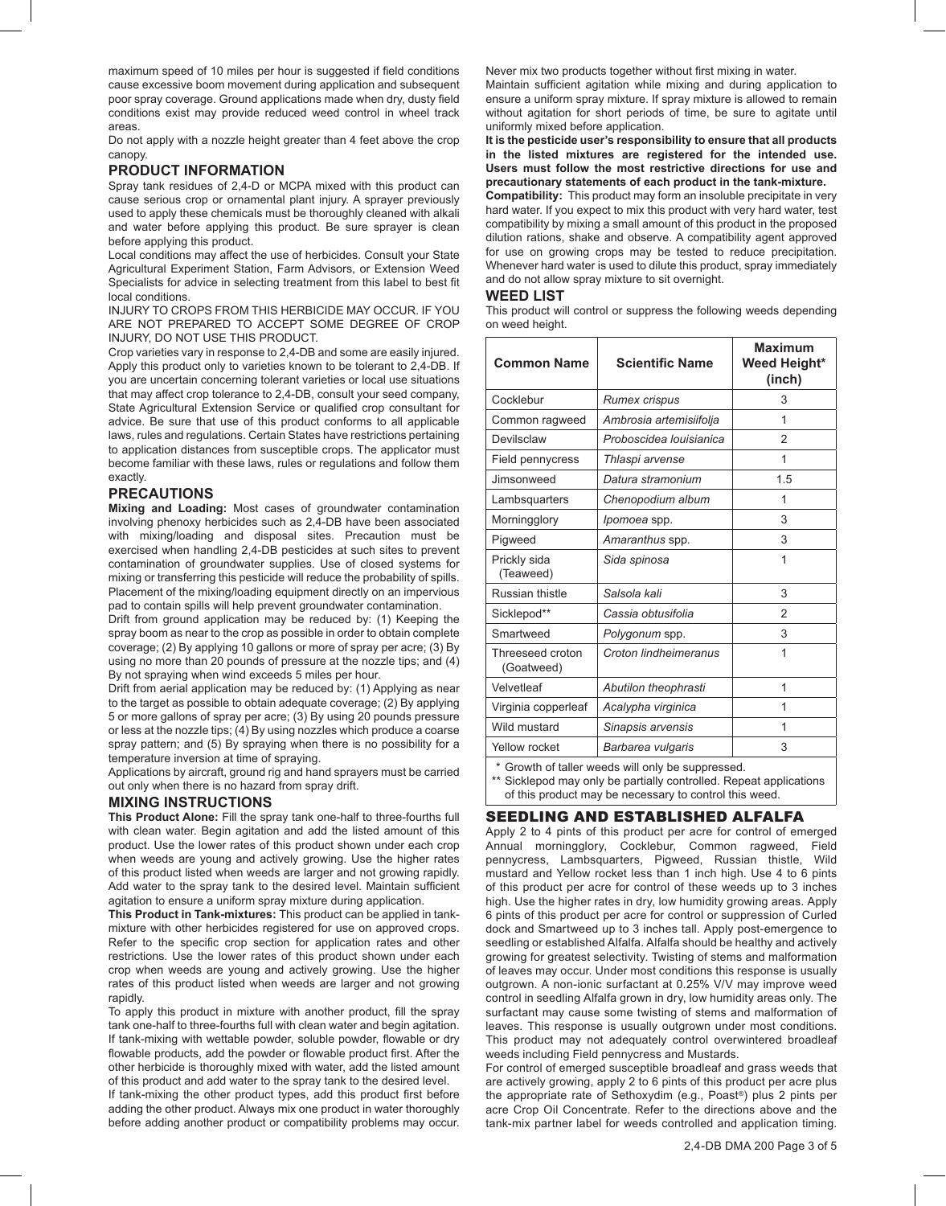maximum speed of 10 miles per hour is suggested if field conditions cause excessive boom movement during application and subsequent poor spray coverage. Ground applications made when dry, dusty field conditions exist may provide reduced weed control in wheel track areas.

Do not apply with a nozzle height greater than 4 feet above the crop canopy.

## PRODUCT INFORMATION

Spray tank residues of 2,4-D or MCPA mixed with this product can cause serious crop or ornamental plant injury. A sprayer previously used to apply these chemicals must be thoroughly cleaned with alkali and water before applying this product. Be sure sprayer is clean before applying this product.

Local conditions may affect the use of herbicides. Consult your State Agricultural Experiment Station, Farm Advisors, or Extension Weed Specialists for advice in selecting treatment from this label to best fit local conditions.

INJURY TO CROPS FROM THIS HERBICIDE MAY OCCUR. IF YOU ARE NOT PREPARED TO ACCEPT SOME DEGREE OF CROP INJURY, DO NOT USE THIS PRODUCT.

Crop varieties vary in response to 2,4-DB and some are easily injured. Apply this product only to varieties known to be tolerant to 2,4-DB. If you are uncertain concerning tolerant varieties or local use situations that may affect crop tolerance to 2,4-DB, consult your seed company, State Agricultural Extension Service or qualified crop consultant for advice. Be sure that use of this product conforms to all applicable laws, rules and regulations. Certain States have restrictions pertaining to application distances from susceptible crops. The applicator must become familiar with these laws, rules or regulations and follow them exactly.

## PRECAUTIONS

**Mixing and Loading:** Most cases of groundwater contamination involving phenoxy herbicides such as 2,4-DB have been associated with mixing/loading and disposal sites. Precaution must be exercised when handling 2,4-DB pesticides at such sites to prevent contamination of groundwater supplies. Use of closed systems for mixing or transferring this pesticide will reduce the probability of spills. Placement of the mixing/loading equipment directly on an impervious pad to contain spills will help prevent groundwater contamination.

Drift from ground application may be reduced by: (1) Keeping the spray boom as near to the crop as possible in order to obtain complete coverage; (2) By applying 10 gallons or more of spray per acre; (3) By using no more than 20 pounds of pressure at the nozzle tips; and (4) By not spraying when wind exceeds 5 miles per hour.

Drift from aerial application may be reduced by: (1) Applying as near to the target as possible to obtain adequate coverage; (2) By applying 5 or more gallons of spray per acre; (3) By using 20 pounds pressure or less at the nozzle tips; (4) By using nozzles which produce a coarse spray pattern; and (5) By spraying when there is no possibility for a temperature inversion at time of spraying.

Applications by aircraft, ground rig and hand sprayers must be carried out only when there is no hazard from spray drift.

## MIXING INSTRUCTIONS

**This Product Alone:** Fill the spray tank one-half to three-fourths full with clean water. Begin agitation and add the listed amount of this product. Use the lower rates of this product shown under each crop when weeds are young and actively growing. Use the higher rates of this product listed when weeds are larger and not growing rapidly. Add water to the spray tank to the desired level. Maintain sufficient agitation to ensure a uniform spray mixture during application.

**This Product in Tank-mixtures:** This product can be applied in tank-mixture with other herbicides registered for use on approved crops. Refer to the specific crop section for application rates and other restrictions. Use the lower rates of this product shown under each crop when weeds are young and actively growing. Use the higher rates of this product listed when weeds are larger and not growing rapidly.

To apply this product in mixture with another product, fill the spray tank one-half to three-fourths full with clean water and begin agitation. If tank-mixing with wettable powder, soluble powder, flowable or dry flowable products, add the powder or flowable product first. After the other herbicide is thoroughly mixed with water, add the listed amount of this product and add water to the spray tank to the desired level.

If tank-mixing the other product types, add this product first before adding the other product. Always mix one product in water thoroughly before adding another product or compatibility problems may occur.

Never mix two products together without first mixing in water.

Maintain sufficient agitation while mixing and during application to ensure a uniform spray mixture. If spray mixture is allowed to remain without agitation for short periods of time, be sure to agitate until uniformly mixed before application.

**It is the pesticide user's responsibility to ensure that all products in the listed mixtures are registered for the intended use. Users must follow the most restrictive directions for use and precautionary statements of each product in the tank-mixture.**

**Compatibility:** This product may form an insoluble precipitate in very hard water. If you expect to mix this product with very hard water, test compatibility by mixing a small amount of this product in the proposed dilution rations, shake and observe. A compatibility agent approved for use on growing crops may be tested to reduce precipitation. Whenever hard water is used to dilute this product, spray immediately and do not allow spray mixture to sit overnight.

## WEED LIST

This product will control or suppress the following weeds depending on weed height.

| Common Name | Scientific Name | Maximum Weed Height* (inch) |
|---|---|---|
| Cocklebur | *Rumex crispus* | 3 |
| Common ragweed | *Ambrosia artemisiifolja* | 1 |
| Devilsclaw | *Proboscidea louisianica* | 2 |
| Field pennycress | *Thlaspi arvense* | 1 |
| Jimsonweed | *Datura stramonium* | 1.5 |
| Lambsquarters | *Chenopodium album* | 1 |
| Morningglory | *Ipomoea* spp. | 3 |
| Pigweed | *Amaranthus* spp. | 3 |
| Prickly sida (Teaweed) | *Sida spinosa* | 1 |
| Russian thistle | *Salsola kali* | 3 |
| Sicklepod** | *Cassia obtusifolia* | 2 |
| Smartweed | *Polygonum* spp. | 3 |
| Threeseed croton (Goatweed) | *Croton lindheimeranus* | 1 |
| Velvetleaf | *Abutilon theophrasti* | 1 |
| Virginia copperleaf | *Acalypha virginica* | 1 |
| Wild mustard | *Sinapsis arvensis* | 1 |
| Yellow rocket | *Barbarea vulgaris* | 3 |

\* Growth of taller weeds will only be suppressed.

\*\* Sicklepod may only be partially controlled. Repeat applications of this product may be necessary to control this weed.

## SEEDLING AND ESTABLISHED ALFALFA

Apply 2 to 4 pints of this product per acre for control of emerged Annual morningglory, Cocklebur, Common ragweed, Field pennycress, Lambsquarters, Pigweed, Russian thistle, Wild mustard and Yellow rocket less than 1 inch high. Use 4 to 6 pints of this product per acre for control of these weeds up to 3 inches high. Use the higher rates in dry, low humidity growing areas. Apply 6 pints of this product per acre for control or suppression of Curled dock and Smartweed up to 3 inches tall. Apply post-emergence to seedling or established Alfalfa. Alfalfa should be healthy and actively growing for greatest selectivity. Twisting of stems and malformation of leaves may occur. Under most conditions this response is usually outgrown. A non-ionic surfactant at 0.25% V/V may improve weed control in seedling Alfalfa grown in dry, low humidity areas only. The surfactant may cause some twisting of stems and malformation of leaves. This response is usually outgrown under most conditions. This product may not adequately control overwintered broadleaf weeds including Field pennycress and Mustards.

For control of emerged susceptible broadleaf and grass weeds that are actively growing, apply 2 to 6 pints of this product per acre plus the appropriate rate of Sethoxydim (e.g., Poast®) plus 2 pints per acre Crop Oil Concentrate. Refer to the directions above and the tank-mix partner label for weeds controlled and application timing.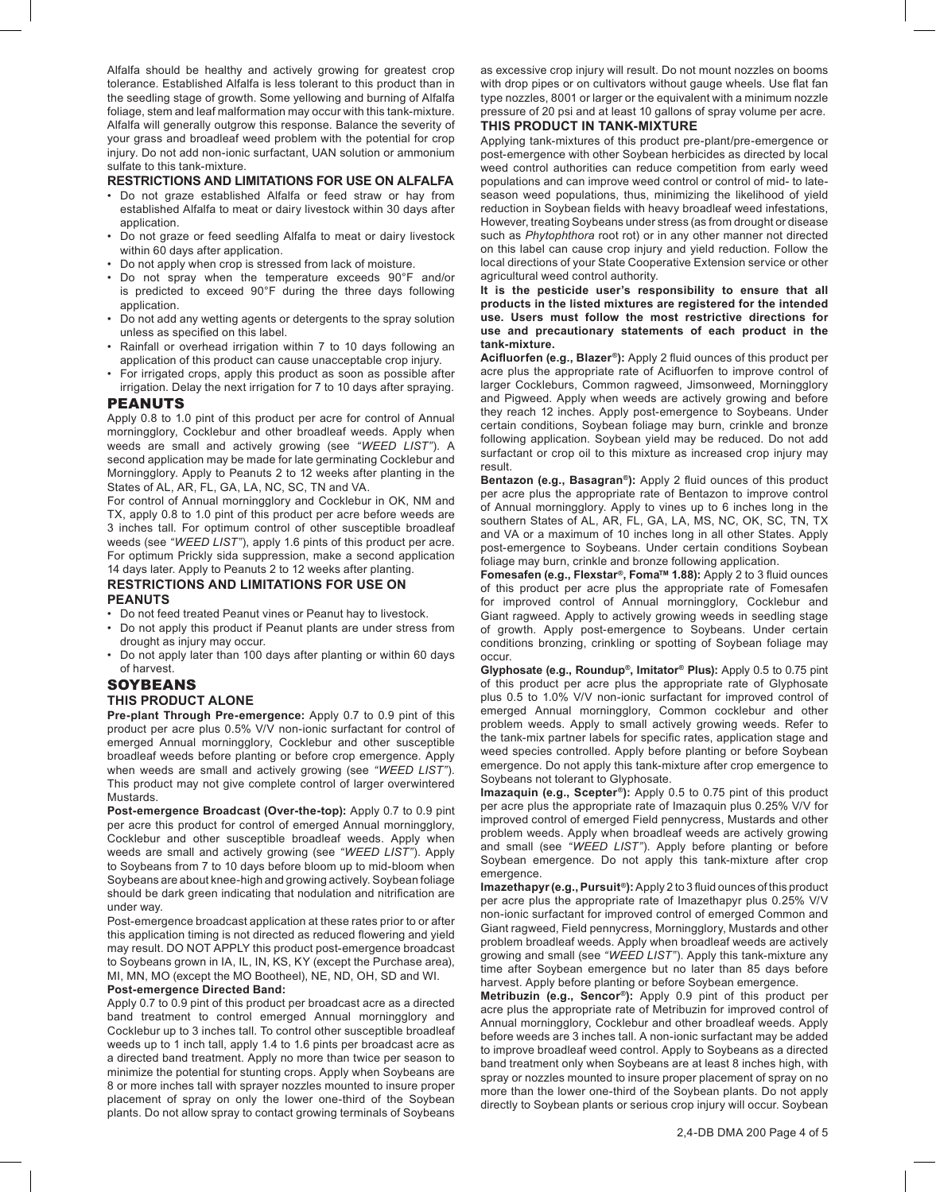Alfalfa should be healthy and actively growing for greatest crop tolerance. Established Alfalfa is less tolerant to this product than in the seedling stage of growth. Some yellowing and burning of Alfalfa foliage, stem and leaf malformation may occur with this tank-mixture. Alfalfa will generally outgrow this response. Balance the severity of your grass and broadleaf weed problem with the potential for crop injury. Do not add non-ionic surfactant, UAN solution or ammonium sulfate to this tank-mixture.

### RESTRICTIONS AND LIMITATIONS FOR USE ON ALFALFA

- Do not graze established Alfalfa or feed straw or hay from established Alfalfa to meat or dairy livestock within 30 days after application.
- Do not graze or feed seedling Alfalfa to meat or dairy livestock within 60 days after application.
- Do not apply when crop is stressed from lack of moisture.
- Do not spray when the temperature exceeds 90°F and/or is predicted to exceed 90°F during the three days following application.
- Do not add any wetting agents or detergents to the spray solution unless as specified on this label.
- Rainfall or overhead irrigation within 7 to 10 days following an application of this product can cause unacceptable crop injury.
- For irrigated crops, apply this product as soon as possible after irrigation. Delay the next irrigation for 7 to 10 days after spraying.

## PEANUTS

Apply 0.8 to 1.0 pint of this product per acre for control of Annual morningglory, Cocklebur and other broadleaf weeds. Apply when weeds are small and actively growing (see *"WEED LIST"*). A second application may be made for late germinating Cocklebur and Morningglory. Apply to Peanuts 2 to 12 weeks after planting in the States of AL, AR, FL, GA, LA, NC, SC, TN and VA.

For control of Annual morningglory and Cocklebur in OK, NM and TX, apply 0.8 to 1.0 pint of this product per acre before weeds are 3 inches tall. For optimum control of other susceptible broadleaf weeds (see *"WEED LIST"*), apply 1.6 pints of this product per acre. For optimum Prickly sida suppression, make a second application 14 days later. Apply to Peanuts 2 to 12 weeks after planting.

### RESTRICTIONS AND LIMITATIONS FOR USE ON PEANUTS

- Do not feed treated Peanut vines or Peanut hay to livestock.
- Do not apply this product if Peanut plants are under stress from drought as injury may occur.
- Do not apply later than 100 days after planting or within 60 days of harvest.

## SOYBEANS

### THIS PRODUCT ALONE

**Pre-plant Through Pre-emergence:** Apply 0.7 to 0.9 pint of this product per acre plus 0.5% V/V non-ionic surfactant for control of emerged Annual morningglory, Cocklebur and other susceptible broadleaf weeds before planting or before crop emergence. Apply when weeds are small and actively growing (see *"WEED LIST"*). This product may not give complete control of larger overwintered Mustards.

**Post-emergence Broadcast (Over-the-top):** Apply 0.7 to 0.9 pint per acre this product for control of emerged Annual morningglory, Cocklebur and other susceptible broadleaf weeds. Apply when weeds are small and actively growing (see *"WEED LIST"*). Apply to Soybeans from 7 to 10 days before bloom up to mid-bloom when Soybeans are about knee-high and growing actively. Soybean foliage should be dark green indicating that nodulation and nitrification are under way.

Post-emergence broadcast application at these rates prior to or after this application timing is not directed as reduced flowering and yield may result. DO NOT APPLY this product post-emergence broadcast to Soybeans grown in IA, IL, IN, KS, KY (except the Purchase area), MI, MN, MO (except the MO Bootheel), NE, ND, OH, SD and WI.

**Post-emergence Directed Band:**

Apply 0.7 to 0.9 pint of this product per broadcast acre as a directed band treatment to control emerged Annual morningglory and Cocklebur up to 3 inches tall. To control other susceptible broadleaf weeds up to 1 inch tall, apply 1.4 to 1.6 pints per broadcast acre as a directed band treatment. Apply no more than twice per season to minimize the potential for stunting crops. Apply when Soybeans are 8 or more inches tall with sprayer nozzles mounted to insure proper placement of spray on only the lower one-third of the Soybean plants. Do not allow spray to contact growing terminals of Soybeans as excessive crop injury will result. Do not mount nozzles on booms with drop pipes or on cultivators without gauge wheels. Use flat fan type nozzles, 8001 or larger or the equivalent with a minimum nozzle pressure of 20 psi and at least 10 gallons of spray volume per acre.

### THIS PRODUCT IN TANK-MIXTURE

Applying tank-mixtures of this product pre-plant/pre-emergence or post-emergence with other Soybean herbicides as directed by local weed control authorities can reduce competition from early weed populations and can improve weed control or control of mid- to late-season weed populations, thus, minimizing the likelihood of yield reduction in Soybean fields with heavy broadleaf weed infestations, However, treating Soybeans under stress (as from drought or disease such as *Phytophthora* root rot) or in any other manner not directed on this label can cause crop injury and yield reduction. Follow the local directions of your State Cooperative Extension service or other agricultural weed control authority.

**It is the pesticide user's responsibility to ensure that all products in the listed mixtures are registered for the intended use. Users must follow the most restrictive directions for use and precautionary statements of each product in the tank-mixture.**

**Acifluorfen (e.g., Blazer®):** Apply 2 fluid ounces of this product per acre plus the appropriate rate of Acifluorfen to improve control of larger Cockleburs, Common ragweed, Jimsonweed, Morningglory and Pigweed. Apply when weeds are actively growing and before they reach 12 inches. Apply post-emergence to Soybeans. Under certain conditions, Soybean foliage may burn, crinkle and bronze following application. Soybean yield may be reduced. Do not add surfactant or crop oil to this mixture as increased crop injury may result.

**Bentazon (e.g., Basagran®):** Apply 2 fluid ounces of this product per acre plus the appropriate rate of Bentazon to improve control of Annual morningglory. Apply to vines up to 6 inches long in the southern States of AL, AR, FL, GA, LA, MS, NC, OK, SC, TN, TX and VA or a maximum of 10 inches long in all other States. Apply post-emergence to Soybeans. Under certain conditions Soybean foliage may burn, crinkle and bronze following application.

**Fomesafen (e.g., Flexstar®, Foma™ 1.88):** Apply 2 to 3 fluid ounces of this product per acre plus the appropriate rate of Fomesafen for improved control of Annual morningglory, Cocklebur and Giant ragweed. Apply to actively growing weeds in seedling stage of growth. Apply post-emergence to Soybeans. Under certain conditions bronzing, crinkling or spotting of Soybean foliage may occur.

**Glyphosate (e.g., Roundup®, Imitator® Plus):** Apply 0.5 to 0.75 pint of this product per acre plus the appropriate rate of Glyphosate plus 0.5 to 1.0% V/V non-ionic surfactant for improved control of emerged Annual morningglory, Common cocklebur and other problem weeds. Apply to small actively growing weeds. Refer to the tank-mix partner labels for specific rates, application stage and weed species controlled. Apply before planting or before Soybean emergence. Do not apply this tank-mixture after crop emergence to Soybeans not tolerant to Glyphosate.

**Imazaquin (e.g., Scepter®):** Apply 0.5 to 0.75 pint of this product per acre plus the appropriate rate of Imazaquin plus 0.25% V/V for improved control of emerged Field pennycress, Mustards and other problem weeds. Apply when broadleaf weeds are actively growing and small (see *"WEED LIST"*). Apply before planting or before Soybean emergence. Do not apply this tank-mixture after crop emergence.

**Imazethapyr (e.g., Pursuit®):** Apply 2 to 3 fluid ounces of this product per acre plus the appropriate rate of Imazethapyr plus 0.25% V/V non-ionic surfactant for improved control of emerged Common and Giant ragweed, Field pennycress, Morningglory, Mustards and other problem broadleaf weeds. Apply when broadleaf weeds are actively growing and small (see *"WEED LIST"*). Apply this tank-mixture any time after Soybean emergence but no later than 85 days before harvest. Apply before planting or before Soybean emergence.

**Metribuzin (e.g., Sencor®):** Apply 0.9 pint of this product per acre plus the appropriate rate of Metribuzin for improved control of Annual morningglory, Cocklebur and other broadleaf weeds. Apply before weeds are 3 inches tall. A non-ionic surfactant may be added to improve broadleaf weed control. Apply to Soybeans as a directed band treatment only when Soybeans are at least 8 inches high, with spray or nozzles mounted to insure proper placement of spray on no more than the lower one-third of the Soybean plants. Do not apply directly to Soybean plants or serious crop injury will occur. Soybean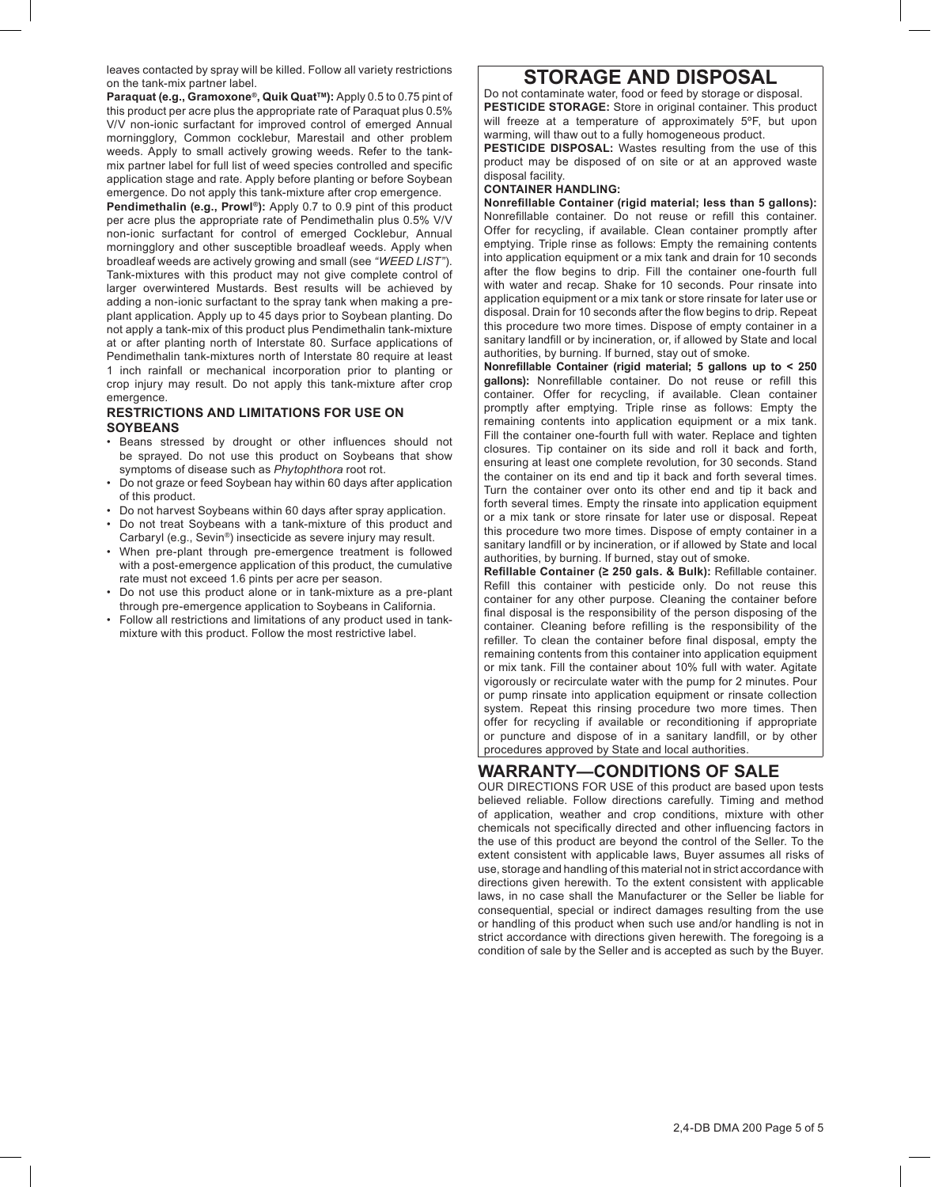leaves contacted by spray will be killed. Follow all variety restrictions on the tank-mix partner label.

**Paraquat (e.g., Gramoxone®, Quik Quat™):** Apply 0.5 to 0.75 pint of this product per acre plus the appropriate rate of Paraquat plus 0.5% V/V non-ionic surfactant for improved control of emerged Annual morningglory, Common cocklebur, Marestail and other problem weeds. Apply to small actively growing weeds. Refer to the tank-mix partner label for full list of weed species controlled and specific application stage and rate. Apply before planting or before Soybean emergence. Do not apply this tank-mixture after crop emergence.

**Pendimethalin (e.g., Prowl®):** Apply 0.7 to 0.9 pint of this product per acre plus the appropriate rate of Pendimethalin plus 0.5% V/V non-ionic surfactant for control of emerged Cocklebur, Annual morningglory and other susceptible broadleaf weeds. Apply when broadleaf weeds are actively growing and small (see *"WEED LIST"*). Tank-mixtures with this product may not give complete control of larger overwintered Mustards. Best results will be achieved by adding a non-ionic surfactant to the spray tank when making a pre-plant application. Apply up to 45 days prior to Soybean planting. Do not apply a tank-mix of this product plus Pendimethalin tank-mixture at or after planting north of Interstate 80. Surface applications of Pendimethalin tank-mixtures north of Interstate 80 require at least 1 inch rainfall or mechanical incorporation prior to planting or crop injury may result. Do not apply this tank-mixture after crop emergence.

### RESTRICTIONS AND LIMITATIONS FOR USE ON SOYBEANS

- Beans stressed by drought or other influences should not be sprayed. Do not use this product on Soybeans that show symptoms of disease such as *Phytophthora* root rot.
- Do not graze or feed Soybean hay within 60 days after application of this product.
- Do not harvest Soybeans within 60 days after spray application.
- Do not treat Soybeans with a tank-mixture of this product and Carbaryl (e.g., Sevin®) insecticide as severe injury may result.
- When pre-plant through pre-emergence treatment is followed with a post-emergence application of this product, the cumulative rate must not exceed 1.6 pints per acre per season.
- Do not use this product alone or in tank-mixture as a pre-plant through pre-emergence application to Soybeans in California.
- Follow all restrictions and limitations of any product used in tank-mixture with this product. Follow the most restrictive label.

## STORAGE AND DISPOSAL

Do not contaminate water, food or feed by storage or disposal.

**PESTICIDE STORAGE:** Store in original container. This product will freeze at a temperature of approximately 5ºF, but upon warming, will thaw out to a fully homogeneous product.

**PESTICIDE DISPOSAL:** Wastes resulting from the use of this product may be disposed of on site or at an approved waste disposal facility.

**CONTAINER HANDLING:**

**Nonrefillable Container (rigid material; less than 5 gallons):** Nonrefillable container. Do not reuse or refill this container. Offer for recycling, if available. Clean container promptly after emptying. Triple rinse as follows: Empty the remaining contents into application equipment or a mix tank and drain for 10 seconds after the flow begins to drip. Fill the container one-fourth full with water and recap. Shake for 10 seconds. Pour rinsate into application equipment or a mix tank or store rinsate for later use or disposal. Drain for 10 seconds after the flow begins to drip. Repeat this procedure two more times. Dispose of empty container in a sanitary landfill or by incineration, or, if allowed by State and local authorities, by burning. If burned, stay out of smoke.

**Nonrefillable Container (rigid material; 5 gallons up to < 250 gallons):** Nonrefillable container. Do not reuse or refill this container. Offer for recycling, if available. Clean container promptly after emptying. Triple rinse as follows: Empty the remaining contents into application equipment or a mix tank. Fill the container one-fourth full with water. Replace and tighten closures. Tip container on its side and roll it back and forth, ensuring at least one complete revolution, for 30 seconds. Stand the container on its end and tip it back and forth several times. Turn the container over onto its other end and tip it back and forth several times. Empty the rinsate into application equipment or a mix tank or store rinsate for later use or disposal. Repeat this procedure two more times. Dispose of empty container in a sanitary landfill or by incineration, or if allowed by State and local authorities, by burning. If burned, stay out of smoke.

**Refillable Container (≥ 250 gals. & Bulk):** Refillable container. Refill this container with pesticide only. Do not reuse this container for any other purpose. Cleaning the container before final disposal is the responsibility of the person disposing of the container. Cleaning before refilling is the responsibility of the refiller. To clean the container before final disposal, empty the remaining contents from this container into application equipment or mix tank. Fill the container about 10% full with water. Agitate vigorously or recirculate water with the pump for 2 minutes. Pour or pump rinsate into application equipment or rinsate collection system. Repeat this rinsing procedure two more times. Then offer for recycling if available or reconditioning if appropriate or puncture and dispose of in a sanitary landfill, or by other procedures approved by State and local authorities.

## WARRANTY—CONDITIONS OF SALE

OUR DIRECTIONS FOR USE of this product are based upon tests believed reliable. Follow directions carefully. Timing and method of application, weather and crop conditions, mixture with other chemicals not specifically directed and other influencing factors in the use of this product are beyond the control of the Seller. To the extent consistent with applicable laws, Buyer assumes all risks of use, storage and handling of this material not in strict accordance with directions given herewith. To the extent consistent with applicable laws, in no case shall the Manufacturer or the Seller be liable for consequential, special or indirect damages resulting from the use or handling of this product when such use and/or handling is not in strict accordance with directions given herewith. The foregoing is a condition of sale by the Seller and is accepted as such by the Buyer.